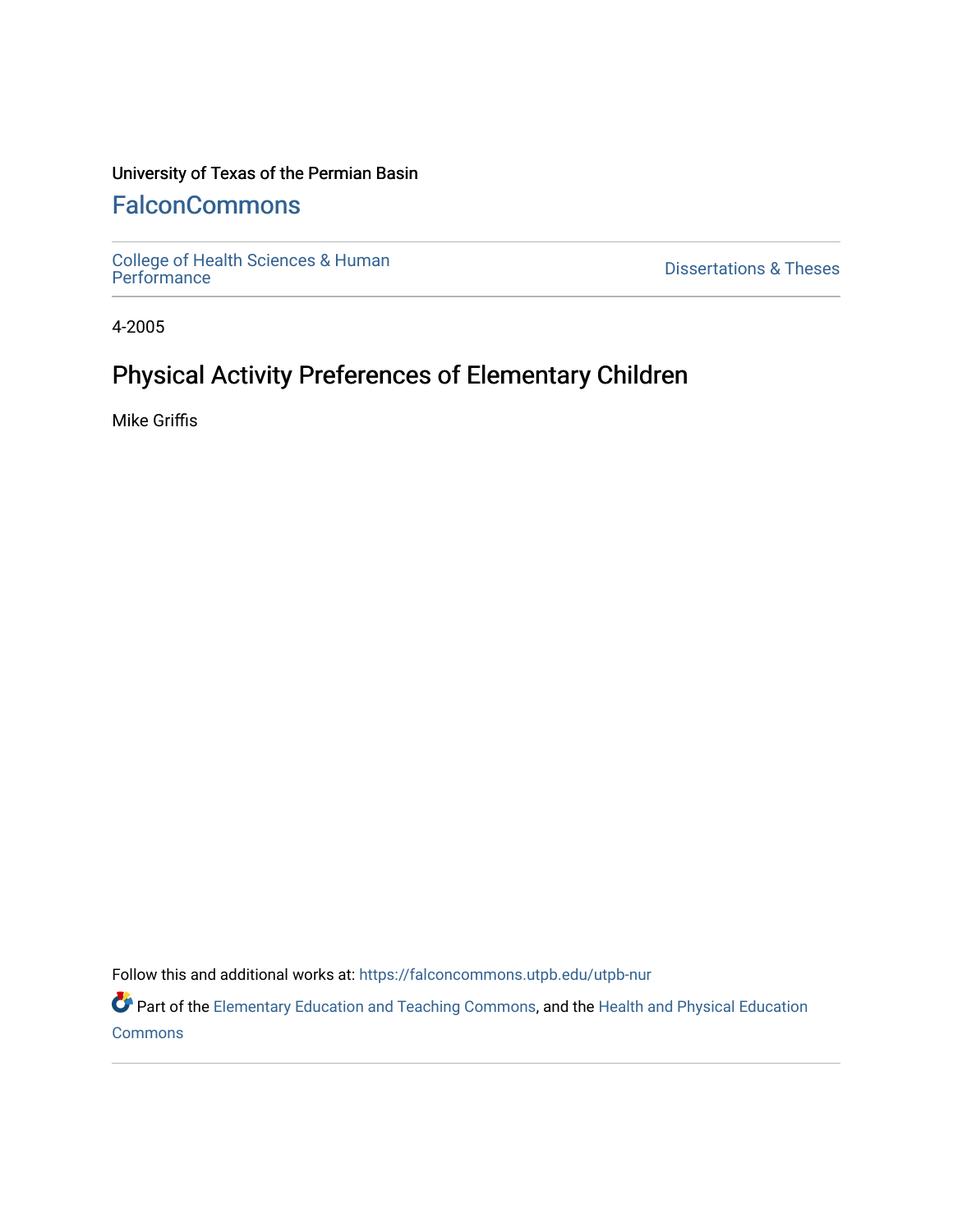University of Texas of the Permian Basin

# FalconCommons

College of Health Sciences & Human Performance

Dissertations & Theses

4-2005

## Physical Activity Preferences of Elementary Children

Mike Griffis

Follow this and additional works at: https://falconcommons.utpb.edu/utpb-nur

Part of the Elementary Education and Teaching Commons, and the Health and Physical Education Commons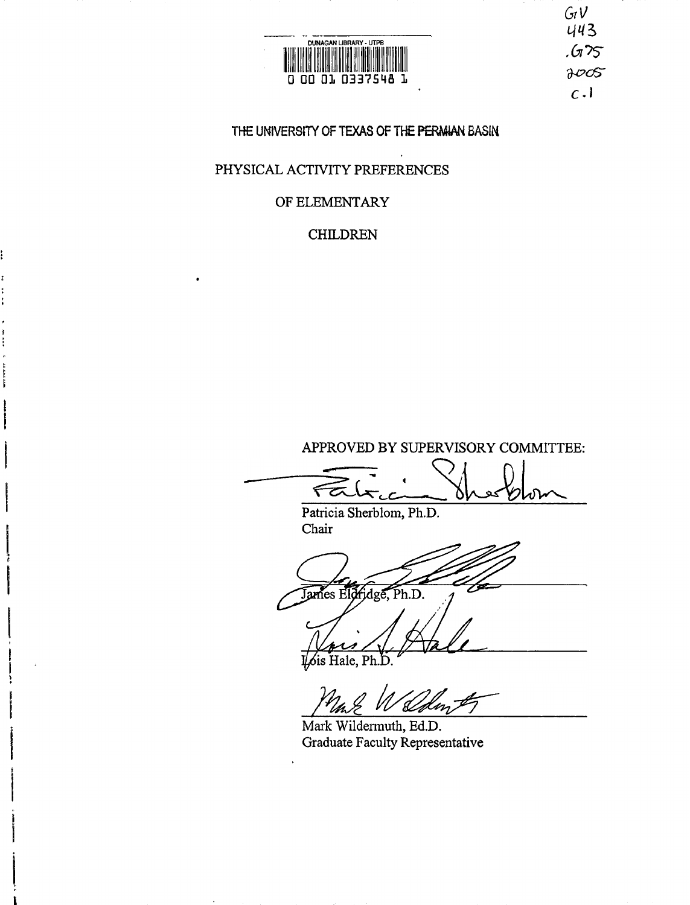DUNAGAN LIBRARY - UTPB

0 00 01 0337548 1

GV
443
.G75
2005
c.1

THE UNIVERSITY OF TEXAS OF THE PERMIAN BASIN

PHYSICAL ACTIVITY PREFERENCES

OF ELEMENTARY

CHILDREN

APPROVED BY SUPERVISORY COMMITTEE:

Patricia Sherblom, Ph.D.
Chair

James Eldridge, Ph.D.

Lois Hale, Ph.D.

Mark Wildermuth, Ed.D.
Graduate Faculty Representative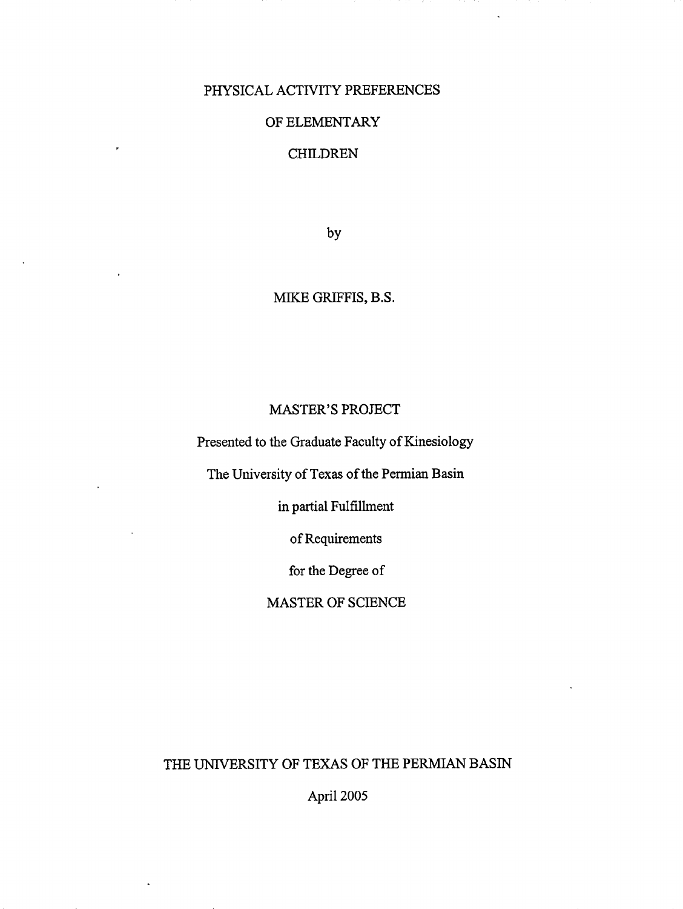# PHYSICAL ACTIVITY PREFERENCES

# OF ELEMENTARY

# CHILDREN

by

MIKE GRIFFIS, B.S.

MASTER'S PROJECT

Presented to the Graduate Faculty of Kinesiology

The University of Texas of the Permian Basin

in partial Fulfillment

of Requirements

for the Degree of

MASTER OF SCIENCE

THE UNIVERSITY OF TEXAS OF THE PERMIAN BASIN

April 2005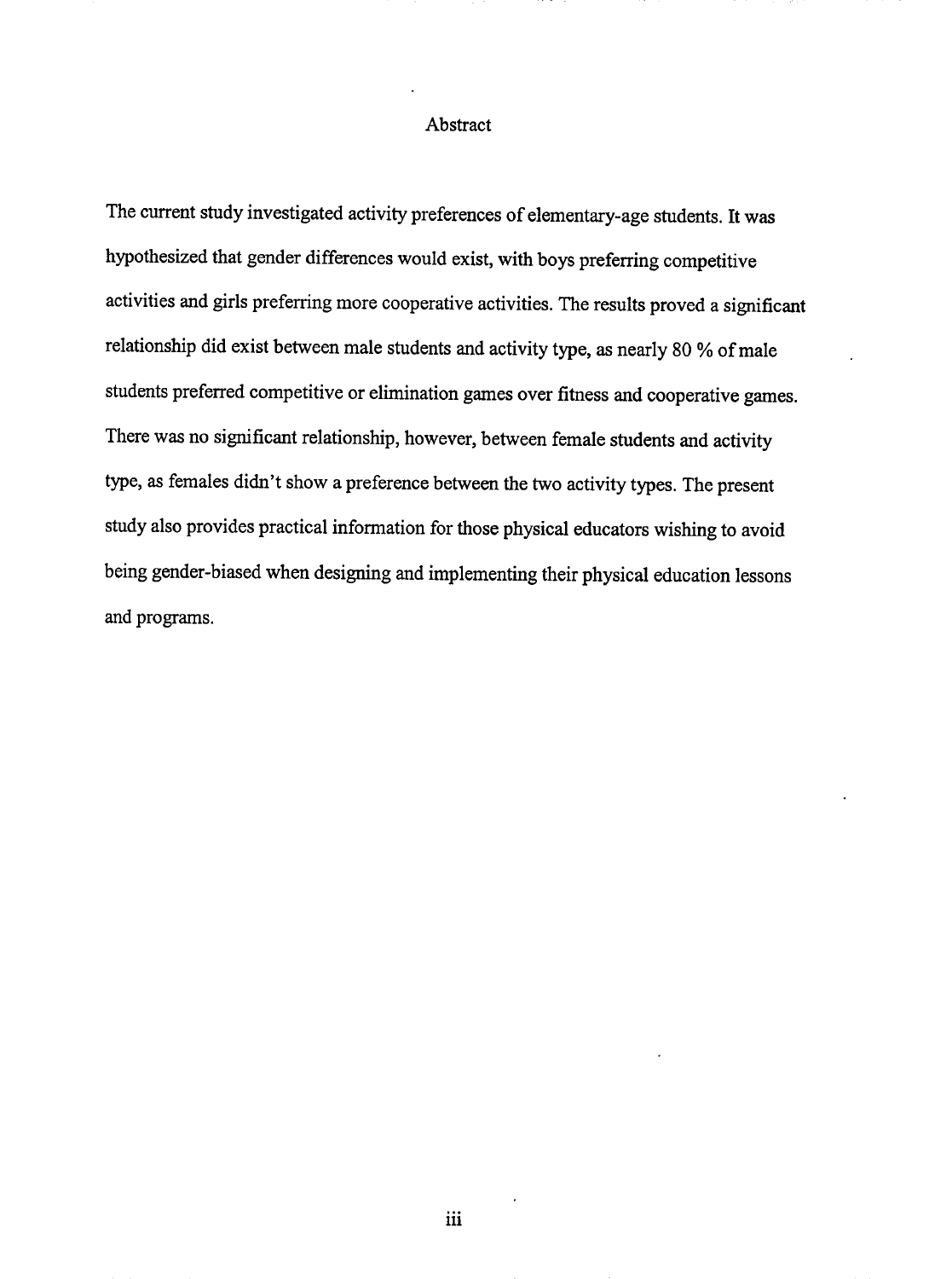# Abstract

The current study investigated activity preferences of elementary-age students. It was hypothesized that gender differences would exist, with boys preferring competitive activities and girls preferring more cooperative activities. The results proved a significant relationship did exist between male students and activity type, as nearly 80 % of male students preferred competitive or elimination games over fitness and cooperative games. There was no significant relationship, however, between female students and activity type, as females didn't show a preference between the two activity types. The present study also provides practical information for those physical educators wishing to avoid being gender-biased when designing and implementing their physical education lessons and programs.